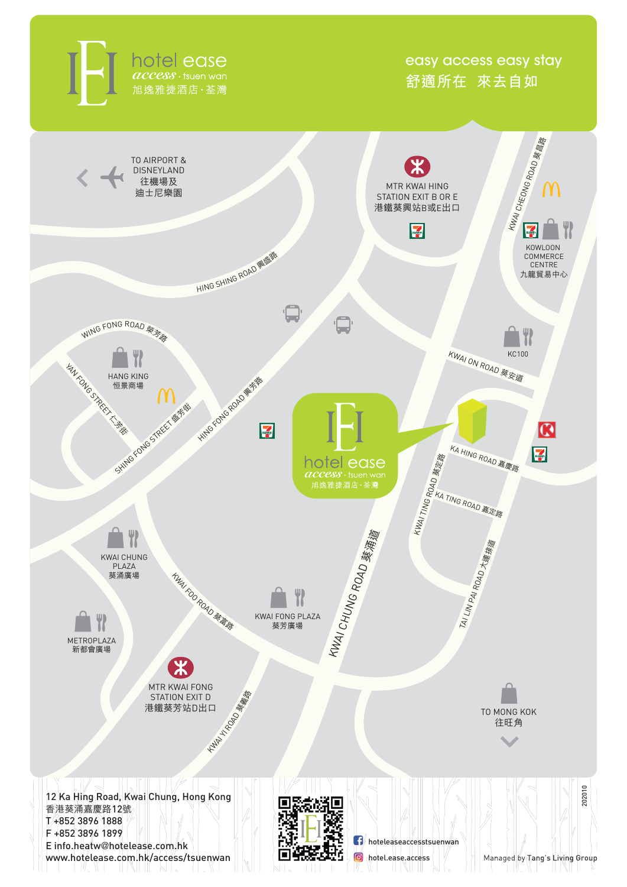# hotel ease access · tsuen wan
旭逸雅捷酒店 · 荃灣

easy access easy stay
舒適所在 來去自如

TO AIRPORT & DISNEYLAND
往機場及迪士尼樂園

MTR KWAI HING STATION EXIT B OR E
港鐵葵興站B或E出口

KWAI CHEONG ROAD 葵昌路

KOWLOON COMMERCE CENTRE
九龍貿易中心

HING SHING ROAD 興盛路

WING FONG ROAD 榮芳路

HANG KING
恒景商場

YAN FONG STREET 仁芳街

SHING FONG STREET 盛芳街

HING FONG ROAD 興芳路

KC100

KWAI ON ROAD 葵安道

hotel ease access · tsuen wan
旭逸雅捷酒店 · 荃灣

KA HING ROAD 嘉慶路

KWAI TING ROAD 葵定路

KA TING ROAD 嘉定路

TAI LIN PAI ROAD 大連排道

KWAI CHUNG ROAD 葵涌道

KWAI CHUNG PLAZA
葵涌廣場

KWAI FOO ROAD 葵富路

KWAI FONG PLAZA
葵芳廣場

METROPLAZA
新都會廣場

MTR KWAI FONG STATION EXIT D
港鐵葵芳站D出口

KWAI YI ROAD 葵義路

TO MONG KOK
往旺角

12 Ka Hing Road, Kwai Chung, Hong Kong
香港葵涌嘉慶路12號
T +852 3896 1888
F +852 3896 1899
E info.heatw@hotelease.com.hk
www.hotelease.com.hk/access/tsuenwan

hoteleaseaccesstsuenwan
hotel.ease.access

202010

Managed by Tang's Living Group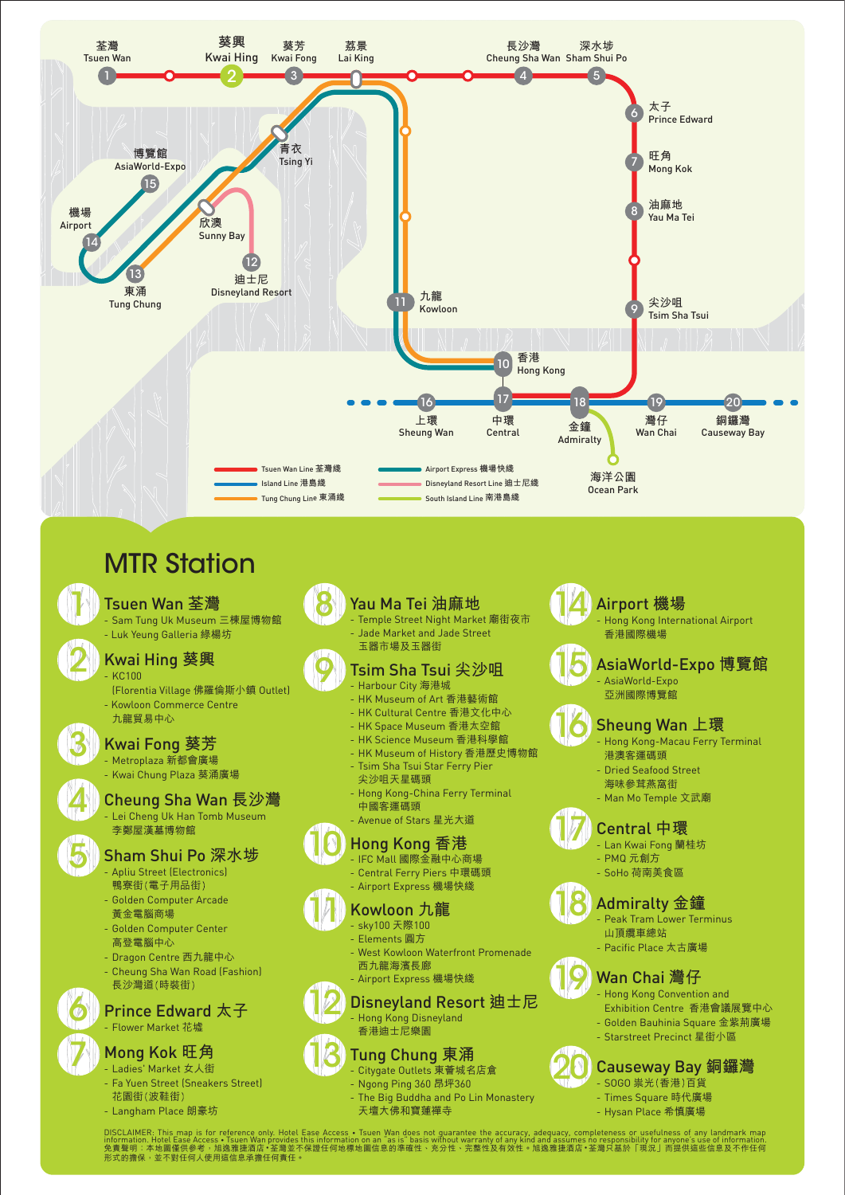荃灣 Tsuen Wan
葵興 Kwai Hing
葵芳 Kwai Fong
荔景 Lai King
長沙灣 Cheung Sha Wan
深水埗 Sham Shui Po
太子 Prince Edward
旺角 Mong Kok
油麻地 Yau Ma Tei
尖沙咀 Tsim Sha Tsui
青衣 Tsing Yi
博覽館 AsiaWorld-Expo
機場 Airport
欣澳 Sunny Bay
東涌 Tung Chung
迪士尼 Disneyland Resort
九龍 Kowloon
香港 Hong Kong
上環 Sheung Wan
中環 Central
金鐘 Admiralty
灣仔 Wan Chai
銅鑼灣 Causeway Bay
海洋公園 Ocean Park

Tsuen Wan Line 荃灣綫
Island Line 港島綫
Tung Chung Line 東涌綫
Airport Express 機場快綫
Disneyland Resort Line 迪士尼綫
South Island Line 南港島綫

# MTR Station

## 1 Tsuen Wan 荃灣
- Sam Tung Uk Museum 三棟屋博物館
- Luk Yeung Galleria 綠楊坊

## 2 Kwai Hing 葵興
- KC100 (Florentia Village 佛羅倫斯小鎮 Outlet)
- Kowloon Commerce Centre 九龍貿易中心

## 3 Kwai Fong 葵芳
- Metroplaza 新都會廣場
- Kwai Chung Plaza 葵涌廣場

## 4 Cheung Sha Wan 長沙灣
- Lei Cheng Uk Han Tomb Museum 李鄭屋漢墓博物館

## 5 Sham Shui Po 深水埗
- Apliu Street (Electronics) 鴨寮街(電子用品街)
- Golden Computer Arcade 黃金電腦商場
- Golden Computer Center 高登電腦中心
- Dragon Centre 西九龍中心
- Cheung Sha Wan Road (Fashion) 長沙灣道(時裝街)

## 6 Prince Edward 太子
- Flower Market 花墟

## 7 Mong Kok 旺角
- Ladies' Market 女人街
- Fa Yuen Street (Sneakers Street) 花園街(波鞋街)
- Langham Place 朗豪坊

## 8 Yau Ma Tei 油麻地
- Temple Street Night Market 廟街夜市
- Jade Market and Jade Street 玉器市場及玉器街

## 9 Tsim Sha Tsui 尖沙咀
- Harbour City 海港城
- HK Museum of Art 香港藝術館
- HK Cultural Centre 香港文化中心
- HK Space Museum 香港太空館
- HK Science Museum 香港科學館
- HK Museum of History 香港歷史博物館
- Tsim Sha Tsui Star Ferry Pier 尖沙咀天星碼頭
- Hong Kong-China Ferry Terminal 中國客運碼頭
- Avenue of Stars 星光大道

## 10 Hong Kong 香港
- IFC Mall 國際金融中心商場
- Central Ferry Piers 中環碼頭
- Airport Express 機場快綫

## 11 Kowloon 九龍
- sky100 天際100
- Elements 圓方
- West Kowloon Waterfront Promenade 西九龍海濱長廊
- Airport Express 機場快綫

## 12 Disneyland Resort 迪士尼
- Hong Kong Disneyland 香港迪士尼樂園

## 13 Tung Chung 東涌
- Citygate Outlets 東薈城名店倉
- Ngong Ping 360 昂坪360
- The Big Buddha and Po Lin Monastery 天壇大佛和寶蓮禪寺

## 14 Airport 機場
- Hong Kong International Airport 香港國際機場

## 15 AsiaWorld-Expo 博覽館
- AsiaWorld-Expo 亞洲國際博覽館

## 16 Sheung Wan 上環
- Hong Kong-Macau Ferry Terminal 港澳客運碼頭
- Dried Seafood Street 海味參茸燕窩街
- Man Mo Temple 文武廟

## 17 Central 中環
- Lan Kwai Fong 蘭桂坊
- PMQ 元創方
- SoHo 荷南美食區

## 18 Admiralty 金鐘
- Peak Tram Lower Terminus 山頂纜車總站
- Pacific Place 太古廣場

## 19 Wan Chai 灣仔
- Hong Kong Convention and Exhibition Centre 香港會議展覽中心
- Golden Bauhinia Square 金紫荊廣場
- Starstreet Precinct 星街小區

## 20 Causeway Bay 銅鑼灣
- SOGO 崇光(香港)百貨
- Times Square 時代廣場
- Hysan Place 希慎廣場

DISCLAIMER: This map is for reference only. Hotel Ease Access • Tsuen Wan does not guarantee the accuracy, adequacy, completeness or usefulness of any landmark map information. Hotel Ease Access • Tsuen Wan provides this information on an "as is" basis without warranty of any kind and assumes no responsibility for anyone's use of information.
免責聲明：本地圖僅供參考，旭逸雅捷酒店•荃灣並不保證任何地標地圖信息的準確性、充分性、完整性及有效性。旭逸雅捷酒店•荃灣只基於「現況」而提供這些信息及不作任何形式的擔保，並不對任何人使用這信息承擔任何責任。